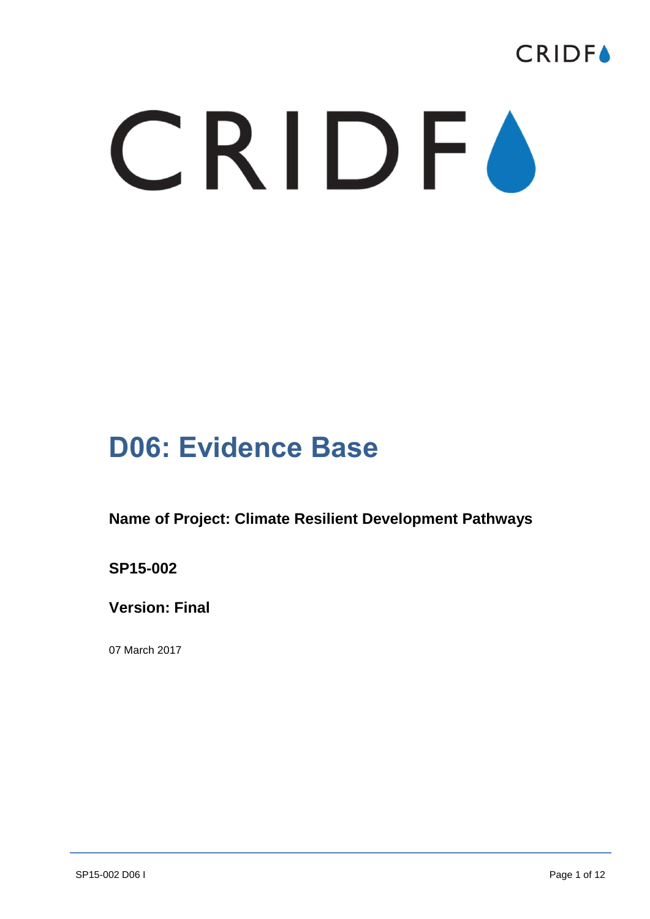# D06: Evidence Base

**Name of Project: Climate Resilient Development Pathways**

**SP15-002**

**Version: Final**

07 March 2017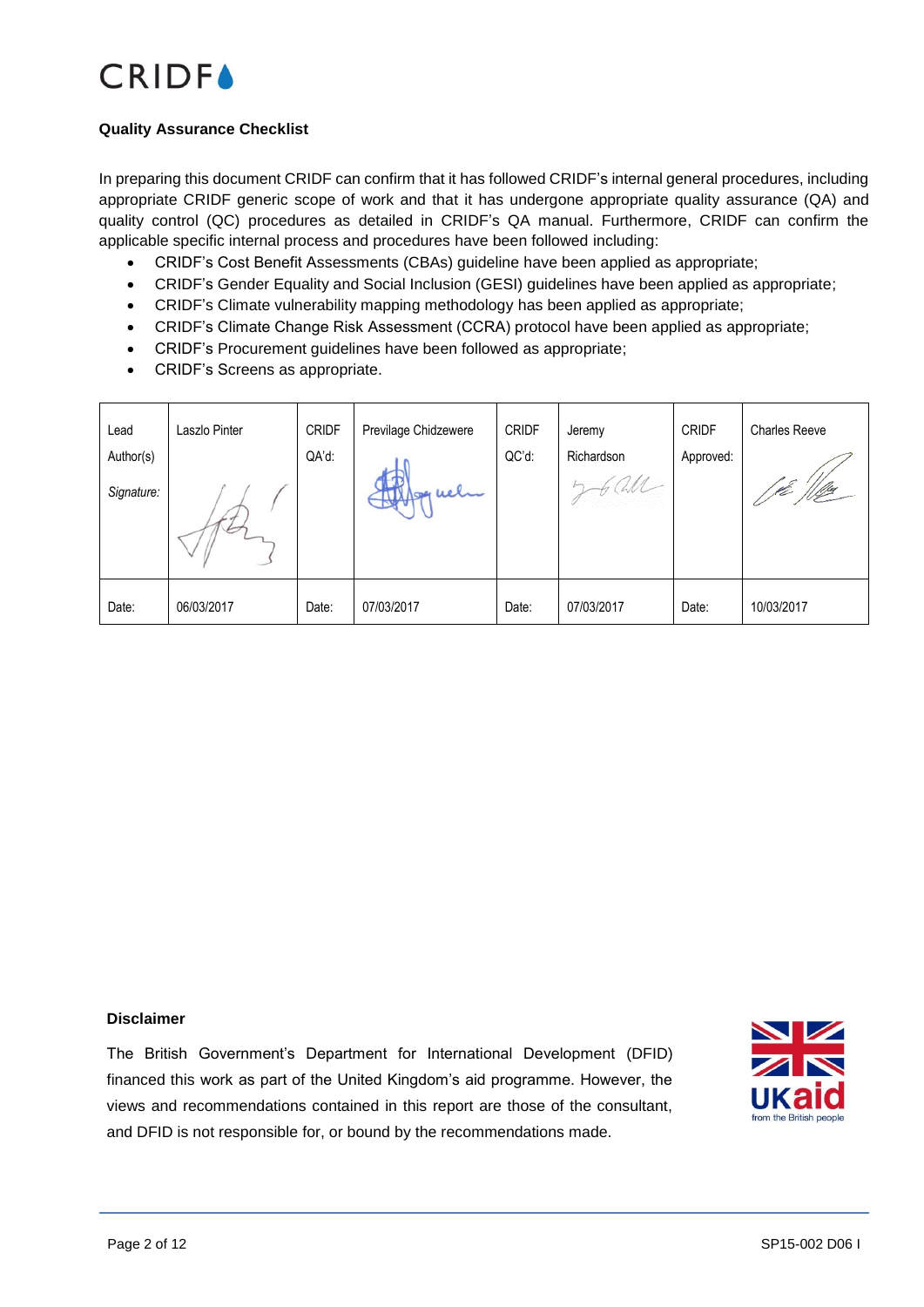**Quality Assurance Checklist**

In preparing this document CRIDF can confirm that it has followed CRIDF's internal general procedures, including appropriate CRIDF generic scope of work and that it has undergone appropriate quality assurance (QA) and quality control (QC) procedures as detailed in CRIDF's QA manual. Furthermore, CRIDF can confirm the applicable specific internal process and procedures have been followed including:

- CRIDF's Cost Benefit Assessments (CBAs) guideline have been applied as appropriate;
- CRIDF's Gender Equality and Social Inclusion (GESI) guidelines have been applied as appropriate;
- CRIDF's Climate vulnerability mapping methodology has been applied as appropriate;
- CRIDF's Climate Change Risk Assessment (CCRA) protocol have been applied as appropriate;
- CRIDF's Procurement guidelines have been followed as appropriate;
- CRIDF's Screens as appropriate.

| Lead Author(s) *Signature:* | Laszlo Pinter | CRIDF QA'd: | Previlage Chidzewere | CRIDF QC'd: | Jeremy Richardson | CRIDF Approved: | Charles Reeve |
|---|---|---|---|---|---|---|---|
| Date: | 06/03/2017 | Date: | 07/03/2017 | Date: | 07/03/2017 | Date: | 10/03/2017 |

**Disclaimer**

The British Government's Department for International Development (DFID) financed this work as part of the United Kingdom's aid programme. However, the views and recommendations contained in this report are those of the consultant, and DFID is not responsible for, or bound by the recommendations made.

SP15-002 D06 I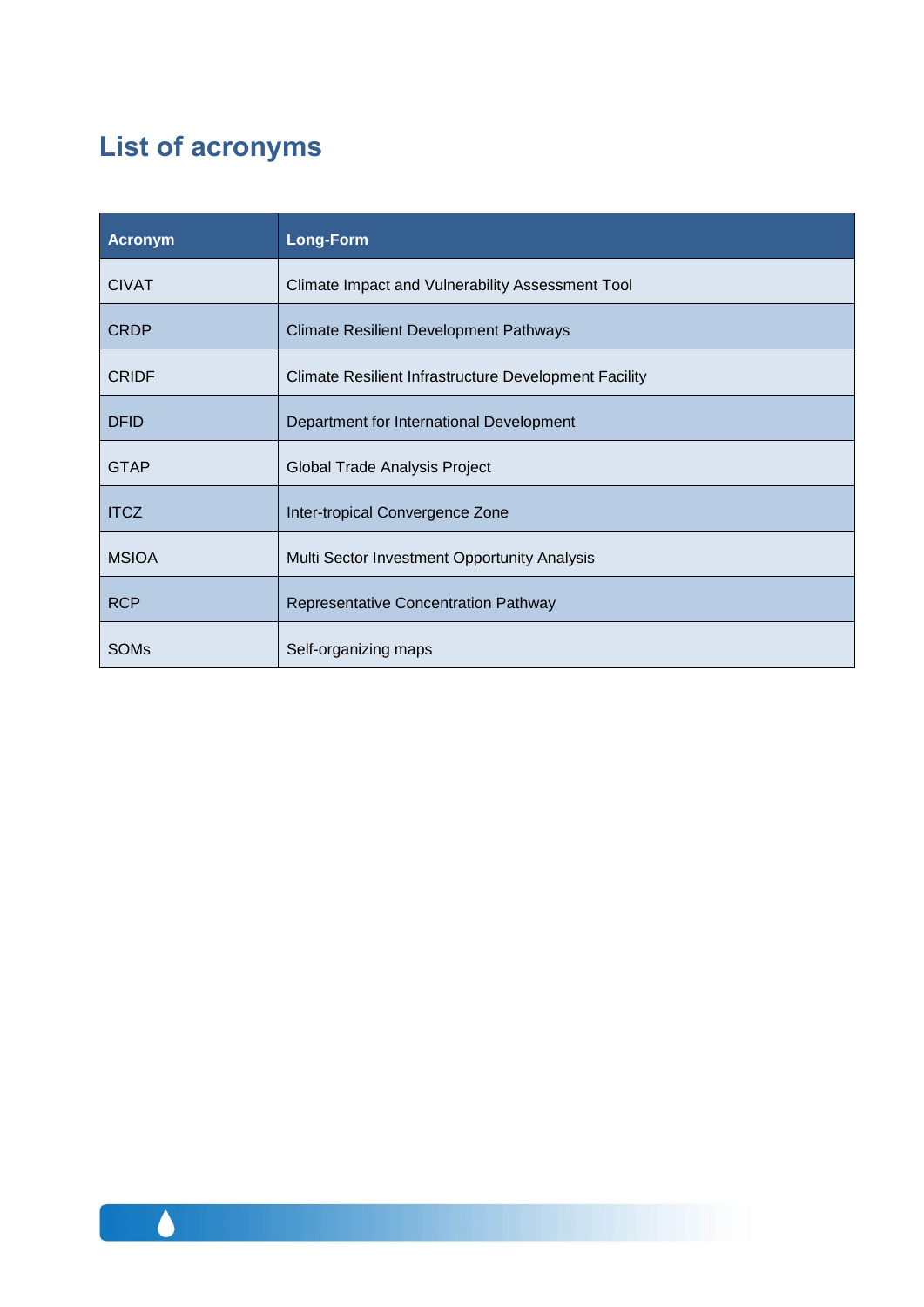## List of acronyms

| Acronym | Long-Form |
|---|---|
| CIVAT | Climate Impact and Vulnerability Assessment Tool |
| CRDP | Climate Resilient Development Pathways |
| CRIDF | Climate Resilient Infrastructure Development Facility |
| DFID | Department for International Development |
| GTAP | Global Trade Analysis Project |
| ITCZ | Inter-tropical Convergence Zone |
| MSIOA | Multi Sector Investment Opportunity Analysis |
| RCP | Representative Concentration Pathway |
| SOMs | Self-organizing maps |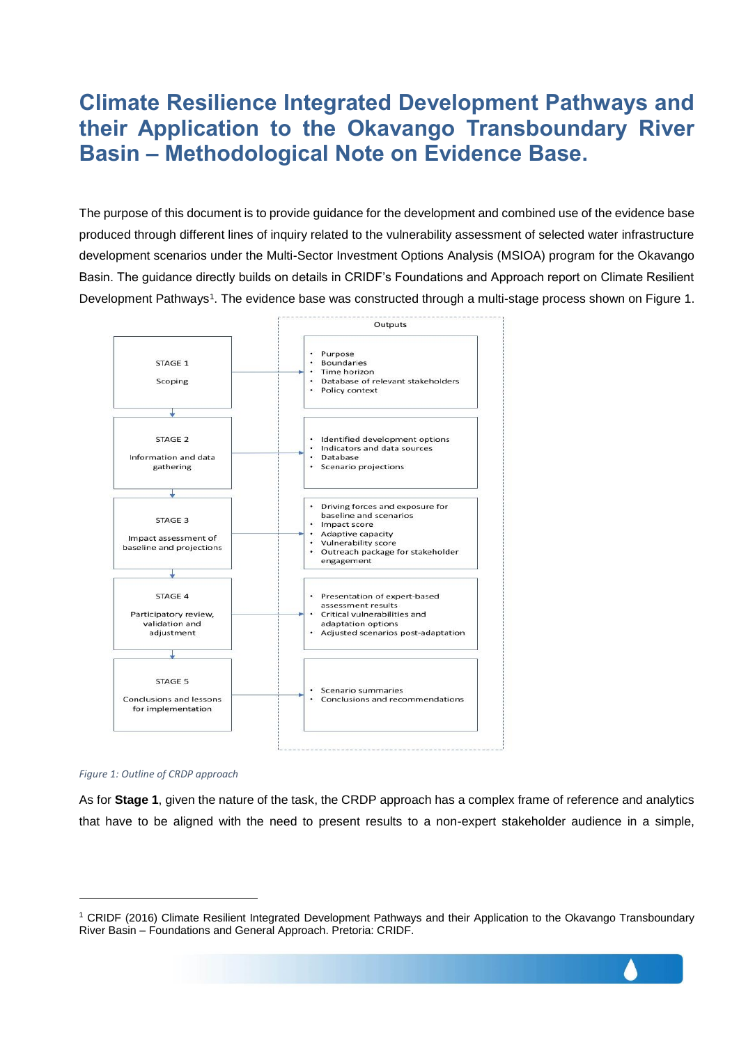# Climate Resilience Integrated Development Pathways and their Application to the Okavango Transboundary River Basin – Methodological Note on Evidence Base.

The purpose of this document is to provide guidance for the development and combined use of the evidence base produced through different lines of inquiry related to the vulnerability assessment of selected water infrastructure development scenarios under the Multi-Sector Investment Options Analysis (MSIOA) program for the Okavango Basin. The guidance directly builds on details in CRIDF's Foundations and Approach report on Climate Resilient Development Pathways[1]. The evidence base was constructed through a multi-stage process shown on Figure 1.

| Stage | Outputs |
| --- | --- |
| STAGE 1<br>Scoping | • Purpose<br>• Boundaries<br>• Time horizon<br>• Database of relevant stakeholders<br>• Policy context |
| STAGE 2<br>Information and data gathering | • Identified development options<br>• Indicators and data sources<br>• Database<br>• Scenario projections |
| STAGE 3<br>Impact assessment of baseline and projections | • Driving forces and exposure for baseline and scenarios<br>• Impact score<br>• Adaptive capacity<br>• Vulnerability score<br>• Outreach package for stakeholder engagement |
| STAGE 4<br>Participatory review, validation and adjustment | • Presentation of expert-based assessment results<br>• Critical vulnerabilities and adaptation options<br>• Adjusted scenarios post-adaptation |
| STAGE 5<br>Conclusions and lessons for implementation | • Scenario summaries<br>• Conclusions and recommendations |

*Figure 1: Outline of CRDP approach*

As for **Stage 1**, given the nature of the task, the CRDP approach has a complex frame of reference and analytics that have to be aligned with the need to present results to a non-expert stakeholder audience in a simple,

[1] CRIDF (2016) Climate Resilient Integrated Development Pathways and their Application to the Okavango Transboundary River Basin – Foundations and General Approach. Pretoria: CRIDF.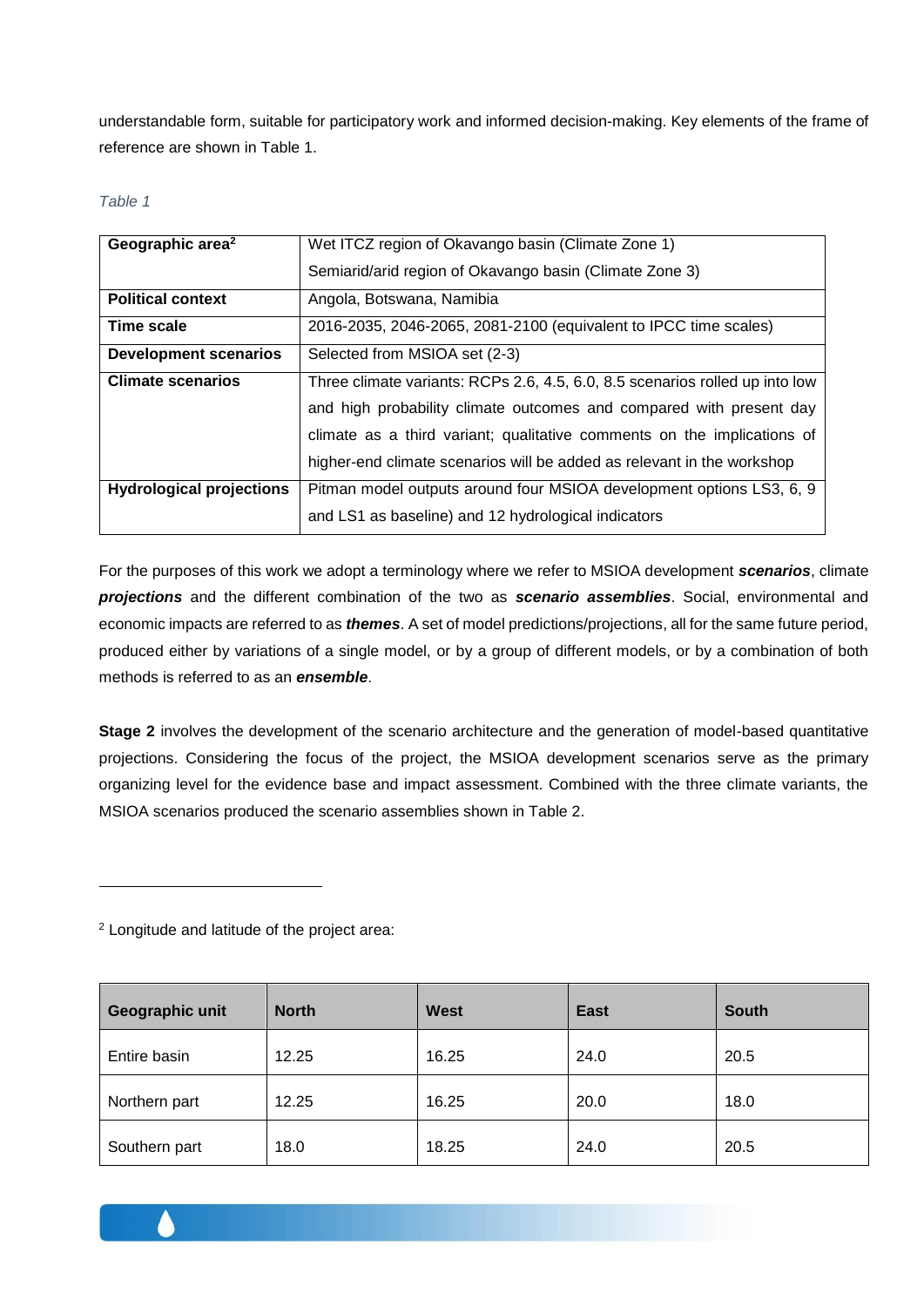understandable form, suitable for participatory work and informed decision-making. Key elements of the frame of reference are shown in Table 1.

*Table 1*

| **Geographic area**[2] | Wet ITCZ region of Okavango basin (Climate Zone 1)<br>Semiarid/arid region of Okavango basin (Climate Zone 3) |
|---|---|
| **Political context** | Angola, Botswana, Namibia |
| **Time scale** | 2016-2035, 2046-2065, 2081-2100 (equivalent to IPCC time scales) |
| **Development scenarios** | Selected from MSIOA set (2-3) |
| **Climate scenarios** | Three climate variants: RCPs 2.6, 4.5, 6.0, 8.5 scenarios rolled up into low and high probability climate outcomes and compared with present day climate as a third variant; qualitative comments on the implications of higher-end climate scenarios will be added as relevant in the workshop |
| **Hydrological projections** | Pitman model outputs around four MSIOA development options LS3, 6, 9 and LS1 as baseline) and 12 hydrological indicators |

For the purposes of this work we adopt a terminology where we refer to MSIOA development ***scenarios***, climate ***projections*** and the different combination of the two as ***scenario assemblies***. Social, environmental and economic impacts are referred to as ***themes***. A set of model predictions/projections, all for the same future period, produced either by variations of a single model, or by a group of different models, or by a combination of both methods is referred to as an ***ensemble***.

**Stage 2** involves the development of the scenario architecture and the generation of model-based quantitative projections. Considering the focus of the project, the MSIOA development scenarios serve as the primary organizing level for the evidence base and impact assessment. Combined with the three climate variants, the MSIOA scenarios produced the scenario assemblies shown in Table 2.

---

[2] Longitude and latitude of the project area:

| Geographic unit | North | West | East | South |
|---|---|---|---|---|
| Entire basin | 12.25 | 16.25 | 24.0 | 20.5 |
| Northern part | 12.25 | 16.25 | 20.0 | 18.0 |
| Southern part | 18.0 | 18.25 | 24.0 | 20.5 |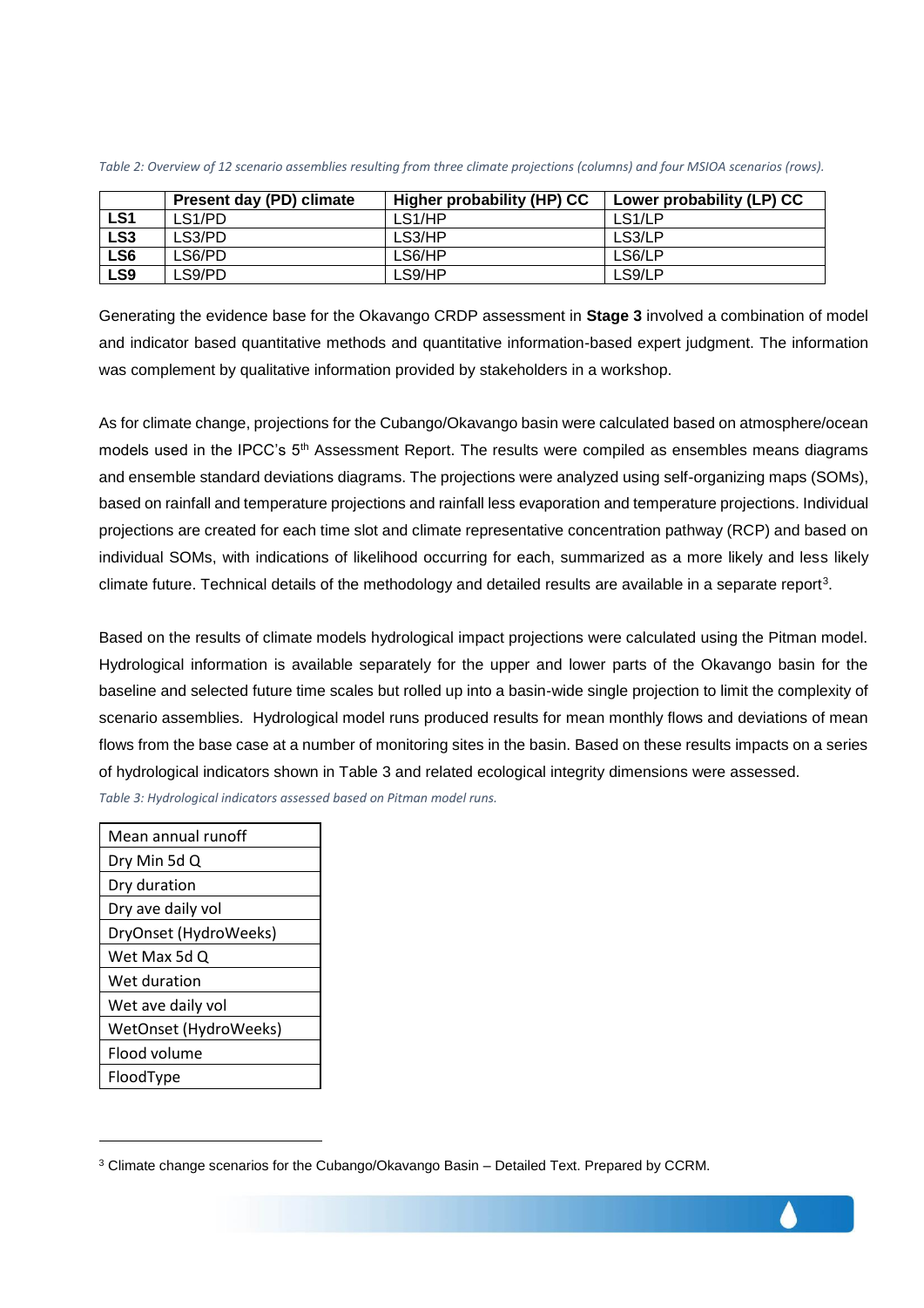*Table 2: Overview of 12 scenario assemblies resulting from three climate projections (columns) and four MSIOA scenarios (rows).*

| | Present day (PD) climate | Higher probability (HP) CC | Lower probability (LP) CC |
|---|---|---|---|
| **LS1** | LS1/PD | LS1/HP | LS1/LP |
| **LS3** | LS3/PD | LS3/HP | LS3/LP |
| **LS6** | LS6/PD | LS6/HP | LS6/LP |
| **LS9** | LS9/PD | LS9/HP | LS9/LP |

Generating the evidence base for the Okavango CRDP assessment in **Stage 3** involved a combination of model and indicator based quantitative methods and quantitative information-based expert judgment. The information was complement by qualitative information provided by stakeholders in a workshop.

As for climate change, projections for the Cubango/Okavango basin were calculated based on atmosphere/ocean models used in the IPCC's 5th Assessment Report. The results were compiled as ensembles means diagrams and ensemble standard deviations diagrams. The projections were analyzed using self-organizing maps (SOMs), based on rainfall and temperature projections and rainfall less evaporation and temperature projections. Individual projections are created for each time slot and climate representative concentration pathway (RCP) and based on individual SOMs, with indications of likelihood occurring for each, summarized as a more likely and less likely climate future. Technical details of the methodology and detailed results are available in a separate report[3].

Based on the results of climate models hydrological impact projections were calculated using the Pitman model. Hydrological information is available separately for the upper and lower parts of the Okavango basin for the baseline and selected future time scales but rolled up into a basin-wide single projection to limit the complexity of scenario assemblies. Hydrological model runs produced results for mean monthly flows and deviations of mean flows from the base case at a number of monitoring sites in the basin. Based on these results impacts on a series of hydrological indicators shown in Table 3 and related ecological integrity dimensions were assessed.

*Table 3: Hydrological indicators assessed based on Pitman model runs.*

| Hydrological indicator |
|---|
| Mean annual runoff |
| Dry Min 5d Q |
| Dry duration |
| Dry ave daily vol |
| DryOnset (HydroWeeks) |
| Wet Max 5d Q |
| Wet duration |
| Wet ave daily vol |
| WetOnset (HydroWeeks) |
| Flood volume |
| FloodType |

[3] Climate change scenarios for the Cubango/Okavango Basin – Detailed Text. Prepared by CCRM.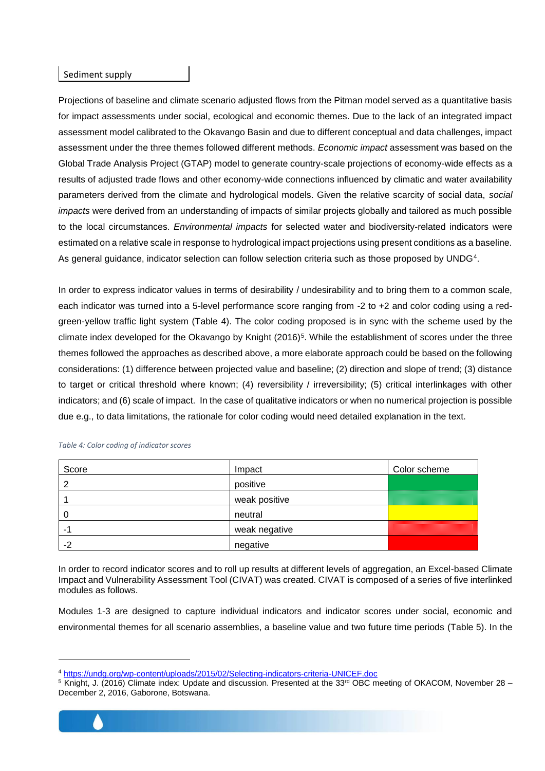Sediment supply

Projections of baseline and climate scenario adjusted flows from the Pitman model served as a quantitative basis for impact assessments under social, ecological and economic themes. Due to the lack of an integrated impact assessment model calibrated to the Okavango Basin and due to different conceptual and data challenges, impact assessment under the three themes followed different methods. *Economic impact* assessment was based on the Global Trade Analysis Project (GTAP) model to generate country-scale projections of economy-wide effects as a results of adjusted trade flows and other economy-wide connections influenced by climatic and water availability parameters derived from the climate and hydrological models. Given the relative scarcity of social data, *social impacts* were derived from an understanding of impacts of similar projects globally and tailored as much possible to the local circumstances. *Environmental impacts* for selected water and biodiversity-related indicators were estimated on a relative scale in response to hydrological impact projections using present conditions as a baseline. As general guidance, indicator selection can follow selection criteria such as those proposed by UNDG[4].

In order to express indicator values in terms of desirability / undesirability and to bring them to a common scale, each indicator was turned into a 5-level performance score ranging from -2 to +2 and color coding using a red-green-yellow traffic light system (Table 4). The color coding proposed is in sync with the scheme used by the climate index developed for the Okavango by Knight (2016)[5]. While the establishment of scores under the three themes followed the approaches as described above, a more elaborate approach could be based on the following considerations: (1) difference between projected value and baseline; (2) direction and slope of trend; (3) distance to target or critical threshold where known; (4) reversibility / irreversibility; (5) critical interlinkages with other indicators; and (6) scale of impact. In the case of qualitative indicators or when no numerical projection is possible due e.g., to data limitations, the rationale for color coding would need detailed explanation in the text.

*Table 4: Color coding of indicator scores*

| Score | Impact | Color scheme |
|---|---|---|
| 2 | positive | |
| 1 | weak positive | |
| 0 | neutral | |
| -1 | weak negative | |
| -2 | negative | |

In order to record indicator scores and to roll up results at different levels of aggregation, an Excel-based Climate Impact and Vulnerability Assessment Tool (CIVAT) was created. CIVAT is composed of a series of five interlinked modules as follows.

Modules 1-3 are designed to capture individual indicators and indicator scores under social, economic and environmental themes for all scenario assemblies, a baseline value and two future time periods (Table 5). In the

[4] https://undg.org/wp-content/uploads/2015/02/Selecting-indicators-criteria-UNICEF.doc

[5] Knight, J. (2016) Climate index: Update and discussion. Presented at the 33rd OBC meeting of OKACOM, November 28 – December 2, 2016, Gaborone, Botswana.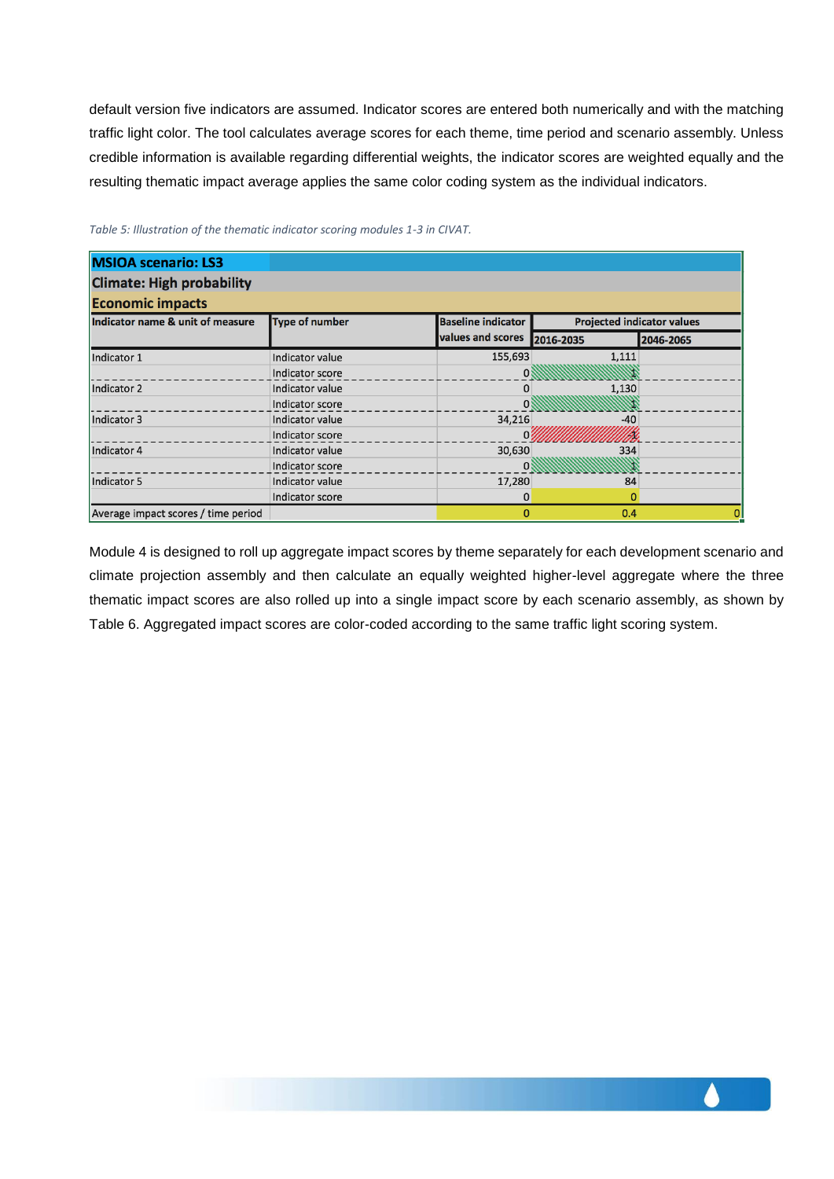default version five indicators are assumed. Indicator scores are entered both numerically and with the matching traffic light color. The tool calculates average scores for each theme, time period and scenario assembly. Unless credible information is available regarding differential weights, the indicator scores are weighted equally and the resulting thematic impact average applies the same color coding system as the individual indicators.

*Table 5: Illustration of the thematic indicator scoring modules 1-3 in CIVAT.*

| **MSIOA scenario: LS3** | | | | |
|---|---|---|---|---|
| **Climate: High probability** | | | | |
| **Economic impacts** | | | | |
| **Indicator name & unit of measure** | **Type of number** | **Baseline indicator values and scores** | **Projected indicator values** | |
| | | | **2016-2035** | **2046-2065** |
| Indicator 1 | Indicator value | 155,693 | 1,111 | |
| | Indicator score | 0 | 1 | |
| Indicator 2 | Indicator value | 0 | 1,130 | |
| | Indicator score | 0 | 1 | |
| Indicator 3 | Indicator value | 34,216 | -40 | |
| | Indicator score | 0 | -1 | |
| Indicator 4 | Indicator value | 30,630 | 334 | |
| | Indicator score | 0 | 1 | |
| Indicator 5 | Indicator value | 17,280 | 84 | |
| | Indicator score | 0 | 0 | |
| Average impact scores / time period | | 0 | 0.4 | 0 |

Module 4 is designed to roll up aggregate impact scores by theme separately for each development scenario and climate projection assembly and then calculate an equally weighted higher-level aggregate where the three thematic impact scores are also rolled up into a single impact score by each scenario assembly, as shown by Table 6. Aggregated impact scores are color-coded according to the same traffic light scoring system.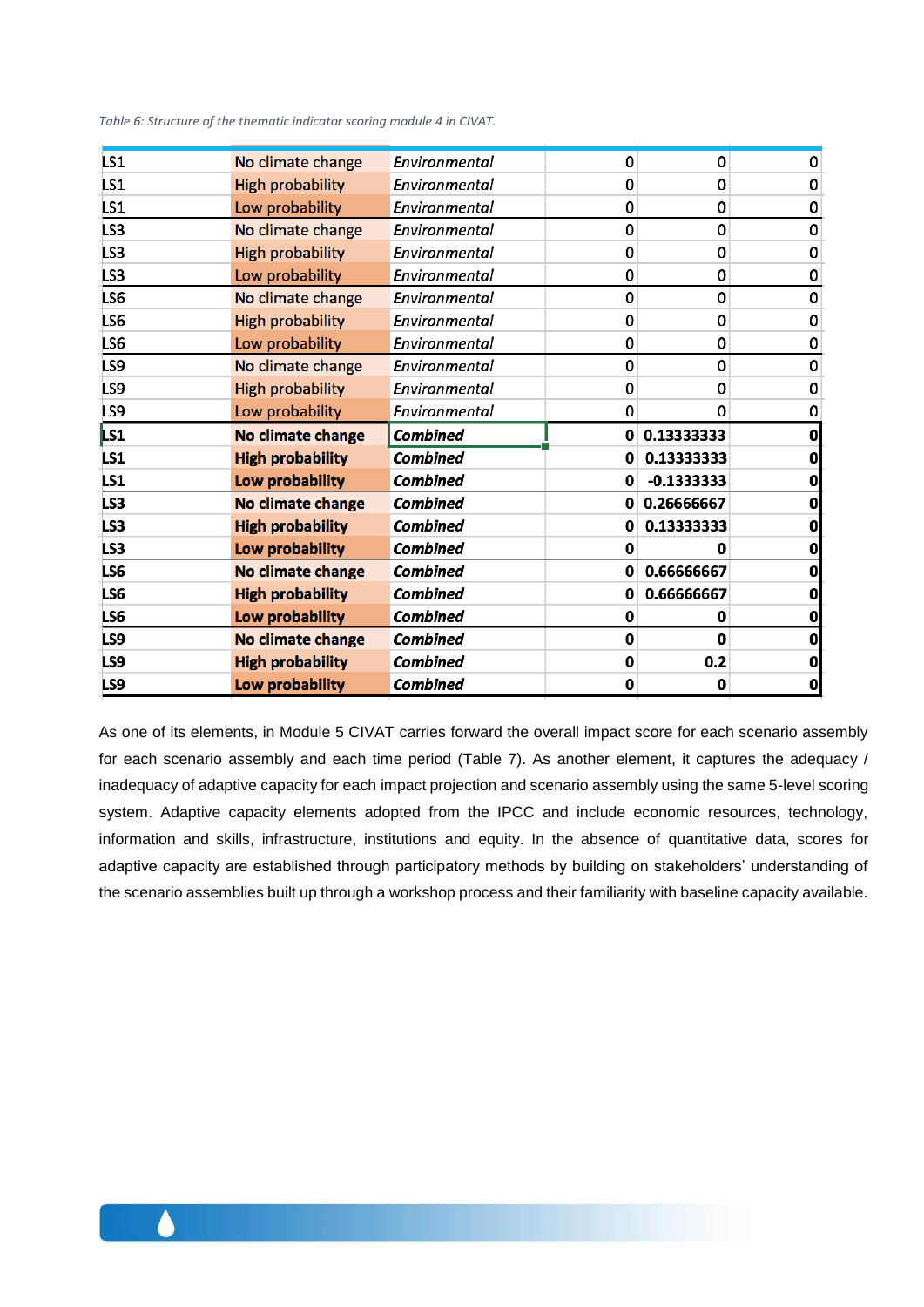*Table 6: Structure of the thematic indicator scoring module 4 in CIVAT.*

| | | | | | |
|---|---|---|---|---|---|
| LS1 | No climate change | *Environmental* | 0 | 0 | 0 |
| LS1 | High probability | *Environmental* | 0 | 0 | 0 |
| LS1 | Low probability | *Environmental* | 0 | 0 | 0 |
| LS3 | No climate change | *Environmental* | 0 | 0 | 0 |
| LS3 | High probability | *Environmental* | 0 | 0 | 0 |
| LS3 | Low probability | *Environmental* | 0 | 0 | 0 |
| LS6 | No climate change | *Environmental* | 0 | 0 | 0 |
| LS6 | High probability | *Environmental* | 0 | 0 | 0 |
| LS6 | Low probability | *Environmental* | 0 | 0 | 0 |
| LS9 | No climate change | *Environmental* | 0 | 0 | 0 |
| LS9 | High probability | *Environmental* | 0 | 0 | 0 |
| LS9 | Low probability | *Environmental* | 0 | 0 | 0 |
| **LS1** | **No climate change** | ***Combined*** | **0** | **0.13333333** | **0** |
| **LS1** | **High probability** | ***Combined*** | **0** | **0.13333333** | **0** |
| **LS1** | **Low probability** | ***Combined*** | **0** | **-0.1333333** | **0** |
| **LS3** | **No climate change** | ***Combined*** | **0** | **0.26666667** | **0** |
| **LS3** | **High probability** | ***Combined*** | **0** | **0.13333333** | **0** |
| **LS3** | **Low probability** | ***Combined*** | **0** | **0** | **0** |
| **LS6** | **No climate change** | ***Combined*** | **0** | **0.66666667** | **0** |
| **LS6** | **High probability** | ***Combined*** | **0** | **0.66666667** | **0** |
| **LS6** | **Low probability** | ***Combined*** | **0** | **0** | **0** |
| **LS9** | **No climate change** | ***Combined*** | **0** | **0** | **0** |
| **LS9** | **High probability** | ***Combined*** | **0** | **0.2** | **0** |
| **LS9** | **Low probability** | ***Combined*** | **0** | **0** | **0** |

As one of its elements, in Module 5 CIVAT carries forward the overall impact score for each scenario assembly for each scenario assembly and each time period (Table 7). As another element, it captures the adequacy / inadequacy of adaptive capacity for each impact projection and scenario assembly using the same 5-level scoring system. Adaptive capacity elements adopted from the IPCC and include economic resources, technology, information and skills, infrastructure, institutions and equity. In the absence of quantitative data, scores for adaptive capacity are established through participatory methods by building on stakeholders' understanding of the scenario assemblies built up through a workshop process and their familiarity with baseline capacity available.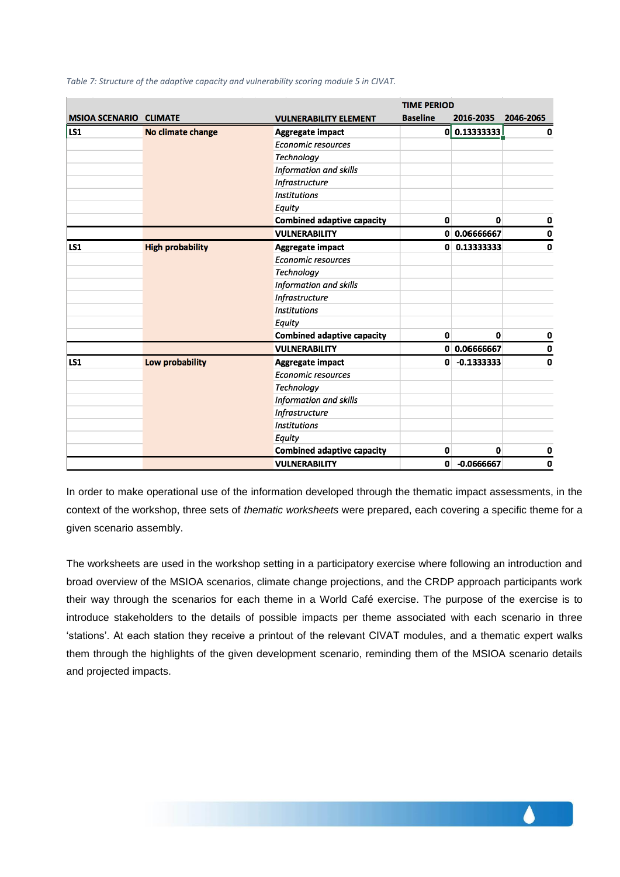*Table 7: Structure of the adaptive capacity and vulnerability scoring module 5 in CIVAT.*

| MSIOA SCENARIO | CLIMATE | VULNERABILITY ELEMENT | TIME PERIOD Baseline | 2016-2035 | 2046-2065 |
|---|---|---|---|---|---|
| **LS1** | **No climate change** | **Aggregate impact** | 0 | 0.13333333 | 0 |
| | | *Economic resources* | | | |
| | | *Technology* | | | |
| | | *Information and skills* | | | |
| | | *Infrastructure* | | | |
| | | *Institutions* | | | |
| | | *Equity* | | | |
| | | **Combined adaptive capacity** | 0 | 0 | 0 |
| | | **VULNERABILITY** | 0 | 0.06666667 | 0 |
| **LS1** | **High probability** | **Aggregate impact** | 0 | 0.13333333 | 0 |
| | | *Economic resources* | | | |
| | | *Technology* | | | |
| | | *Information and skills* | | | |
| | | *Infrastructure* | | | |
| | | *Institutions* | | | |
| | | *Equity* | | | |
| | | **Combined adaptive capacity** | 0 | 0 | 0 |
| | | **VULNERABILITY** | 0 | 0.06666667 | 0 |
| **LS1** | **Low probability** | **Aggregate impact** | 0 | -0.1333333 | 0 |
| | | *Economic resources* | | | |
| | | *Technology* | | | |
| | | *Information and skills* | | | |
| | | *Infrastructure* | | | |
| | | *Institutions* | | | |
| | | *Equity* | | | |
| | | **Combined adaptive capacity** | 0 | 0 | 0 |
| | | **VULNERABILITY** | 0 | -0.0666667 | 0 |

In order to make operational use of the information developed through the thematic impact assessments, in the context of the workshop, three sets of *thematic worksheets* were prepared, each covering a specific theme for a given scenario assembly.

The worksheets are used in the workshop setting in a participatory exercise where following an introduction and broad overview of the MSIOA scenarios, climate change projections, and the CRDP approach participants work their way through the scenarios for each theme in a World Café exercise. The purpose of the exercise is to introduce stakeholders to the details of possible impacts per theme associated with each scenario in three 'stations'. At each station they receive a printout of the relevant CIVAT modules, and a thematic expert walks them through the highlights of the given development scenario, reminding them of the MSIOA scenario details and projected impacts.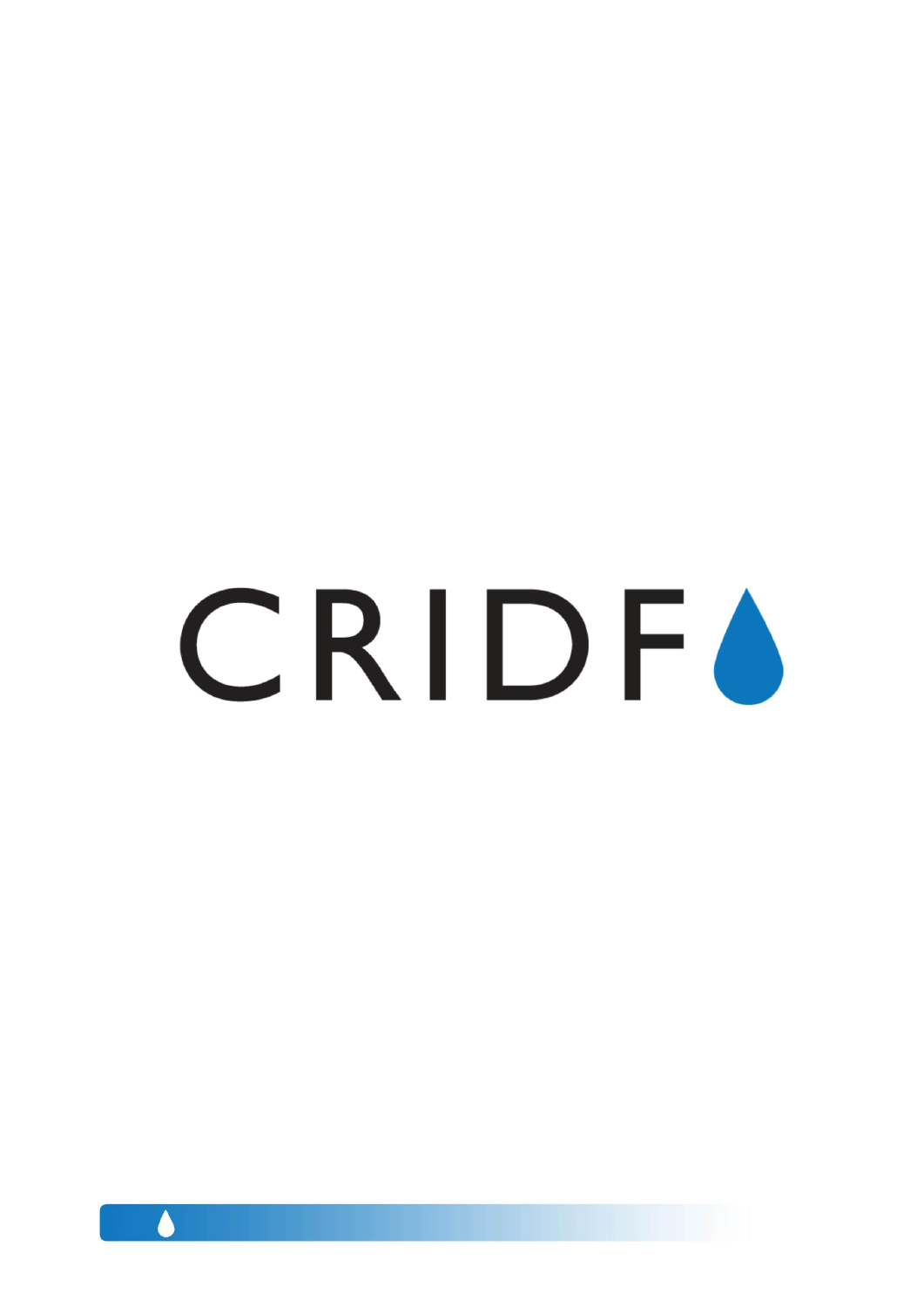CRIDF